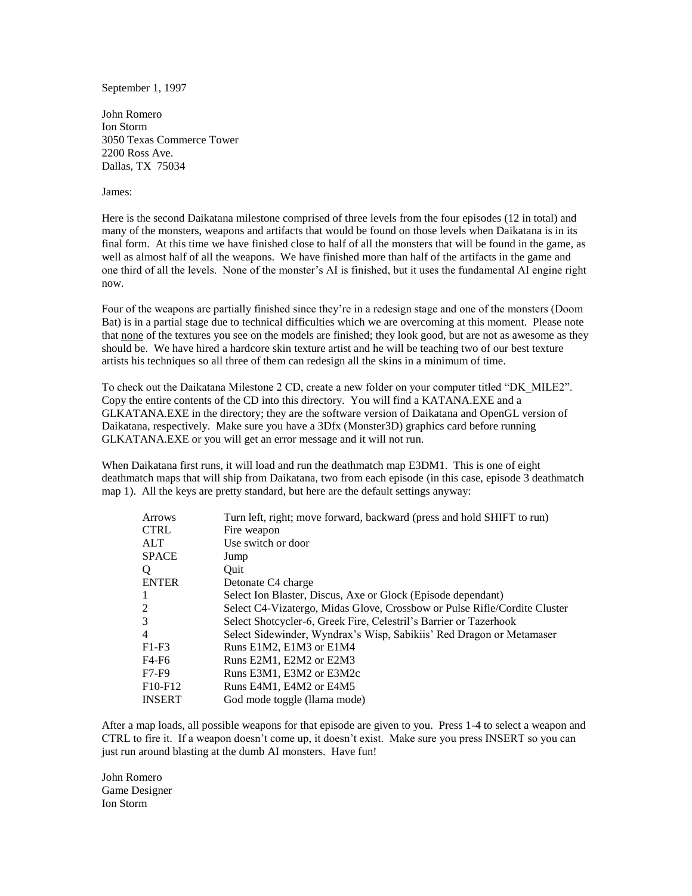September 1, 1997

John Romero
Ion Storm
3050 Texas Commerce Tower
2200 Ross Ave.
Dallas, TX 75034

James:

Here is the second Daikatana milestone comprised of three levels from the four episodes (12 in total) and many of the monsters, weapons and artifacts that would be found on those levels when Daikatana is in its final form. At this time we have finished close to half of all the monsters that will be found in the game, as well as almost half of all the weapons. We have finished more than half of the artifacts in the game and one third of all the levels. None of the monster's AI is finished, but it uses the fundamental AI engine right now.

Four of the weapons are partially finished since they're in a redesign stage and one of the monsters (Doom Bat) is in a partial stage due to technical difficulties which we are overcoming at this moment. Please note that <u>none</u> of the textures you see on the models are finished; they look good, but are not as awesome as they should be. We have hired a hardcore skin texture artist and he will be teaching two of our best texture artists his techniques so all three of them can redesign all the skins in a minimum of time.

To check out the Daikatana Milestone 2 CD, create a new folder on your computer titled "DK_MILE2". Copy the entire contents of the CD into this directory. You will find a KATANA.EXE and a GLKATANA.EXE in the directory; they are the software version of Daikatana and OpenGL version of Daikatana, respectively. Make sure you have a 3Dfx (Monster3D) graphics card before running GLKATANA.EXE or you will get an error message and it will not run.

When Daikatana first runs, it will load and run the deathmatch map E3DM1. This is one of eight deathmatch maps that will ship from Daikatana, two from each episode (in this case, episode 3 deathmatch map 1). All the keys are pretty standard, but here are the default settings anyway:

| | |
|---|---|
| Arrows | Turn left, right; move forward, backward (press and hold SHIFT to run) |
| CTRL | Fire weapon |
| ALT | Use switch or door |
| SPACE | Jump |
| Q | Quit |
| ENTER | Detonate C4 charge |
| 1 | Select Ion Blaster, Discus, Axe or Glock (Episode dependant) |
| 2 | Select C4-Vizatergo, Midas Glove, Crossbow or Pulse Rifle/Cordite Cluster |
| 3 | Select Shotcycler-6, Greek Fire, Celestril's Barrier or Tazerhook |
| 4 | Select Sidewinder, Wyndrax's Wisp, Sabikiis' Red Dragon or Metamaser |
| F1-F3 | Runs E1M2, E1M3 or E1M4 |
| F4-F6 | Runs E2M1, E2M2 or E2M3 |
| F7-F9 | Runs E3M1, E3M2 or E3M2c |
| F10-F12 | Runs E4M1, E4M2 or E4M5 |
| INSERT | God mode toggle (llama mode) |

After a map loads, all possible weapons for that episode are given to you. Press 1-4 to select a weapon and CTRL to fire it. If a weapon doesn't come up, it doesn't exist. Make sure you press INSERT so you can just run around blasting at the dumb AI monsters. Have fun!

John Romero
Game Designer
Ion Storm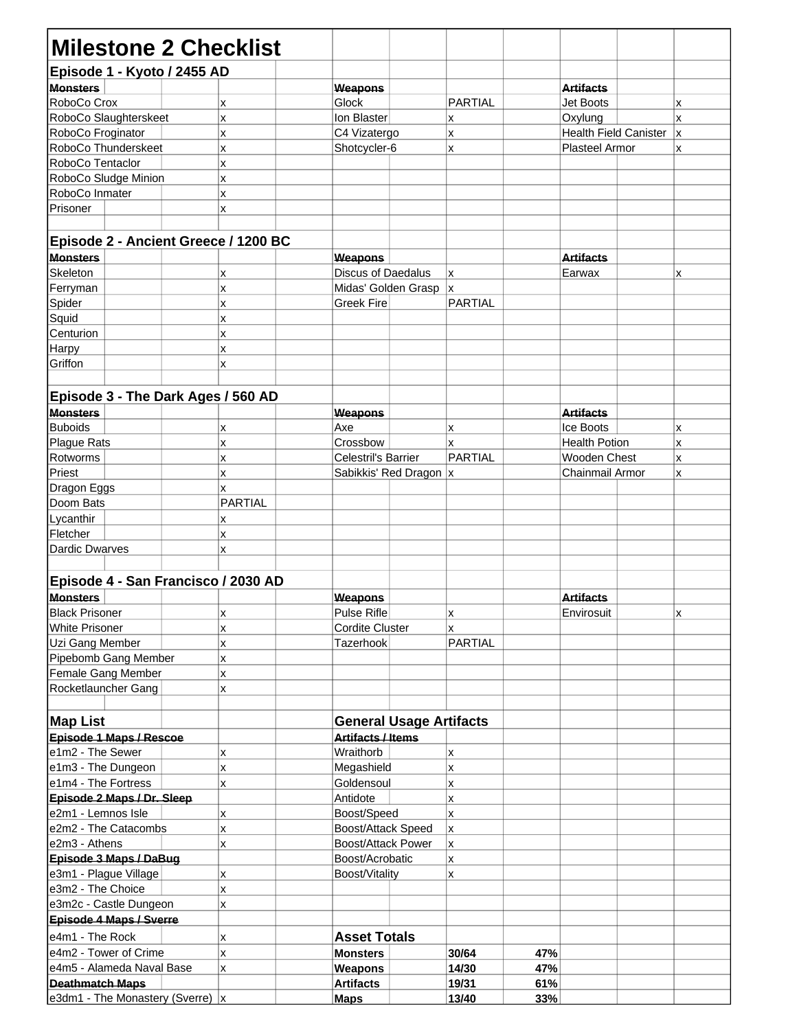# Milestone 2 Checklist

## Episode 1 - Kyoto / 2455 AD

| Monsters | | Weapons | | Artifacts | |
|---|---|---|---|---|---|
| RoboCo Crox | x | Glock | PARTIAL | Jet Boots | x |
| RoboCo Slaughterskeet | x | Ion Blaster | x | Oxylung | x |
| RoboCo Froginator | x | C4 Vizatergo | x | Health Field Canister | x |
| RoboCo Thunderskeet | x | Shotcycler-6 | x | Plasteel Armor | x |
| RoboCo Tentaclor | x | | | | |
| RoboCo Sludge Minion | x | | | | |
| RoboCo Inmater | x | | | | |
| Prisoner | x | | | | |

## Episode 2 - Ancient Greece / 1200 BC

| Monsters | | Weapons | | Artifacts | |
|---|---|---|---|---|---|
| Skeleton | x | Discus of Daedalus | x | Earwax | x |
| Ferryman | x | Midas' Golden Grasp | x | | |
| Spider | x | Greek Fire | PARTIAL | | |
| Squid | x | | | | |
| Centurion | x | | | | |
| Harpy | x | | | | |
| Griffon | x | | | | |

## Episode 3 - The Dark Ages / 560 AD

| Monsters | | Weapons | | Artifacts | |
|---|---|---|---|---|---|
| Buboids | x | Axe | x | Ice Boots | x |
| Plague Rats | x | Crossbow | x | Health Potion | x |
| Rotworms | x | Celestril's Barrier | PARTIAL | Wooden Chest | x |
| Priest | x | Sabikkis' Red Dragon | x | Chainmail Armor | x |
| Dragon Eggs | x | | | | |
| Doom Bats | PARTIAL | | | | |
| Lycanthir | x | | | | |
| Fletcher | x | | | | |
| Dardic Dwarves | x | | | | |

## Episode 4 - San Francisco / 2030 AD

| Monsters | | Weapons | | Artifacts | |
|---|---|---|---|---|---|
| Black Prisoner | x | Pulse Rifle | x | Envirosuit | x |
| White Prisoner | x | Cordite Cluster | x | | |
| Uzi Gang Member | x | Tazerhook | PARTIAL | | |
| Pipebomb Gang Member | x | | | | |
| Female Gang Member | x | | | | |
| Rocketlauncher Gang | x | | | | |

## Map List

| | |
|---|---|
| **Episode 1 Maps / Rescoe** | |
| e1m2 - The Sewer | x |
| e1m3 - The Dungeon | x |
| e1m4 - The Fortress | x |
| **Episode 2 Maps / Dr. Sleep** | |
| e2m1 - Lemnos Isle | x |
| e2m2 - The Catacombs | x |
| e2m3 - Athens | x |
| **Episode 3 Maps / DaBug** | |
| e3m1 - Plague Village | x |
| e3m2 - The Choice | x |
| e3m2c - Castle Dungeon | x |
| **Episode 4 Maps / Sverre** | |
| e4m1 - The Rock | x |
| e4m2 - Tower of Crime | x |
| e4m5 - Alameda Naval Base | x |
| **Deathmatch Maps** | |
| e3dm1 - The Monastery (Sverre) | x |

## General Usage Artifacts

| Artifacts / Items | |
|---|---|
| Wraithorb | x |
| Megashield | x |
| Goldensoul | x |
| Antidote | x |
| Boost/Speed | x |
| Boost/Attack Speed | x |
| Boost/Attack Power | x |
| Boost/Acrobatic | x |
| Boost/Vitality | x |

## Asset Totals

| | | |
|---|---|---|
| **Monsters** | **30/64** | **47%** |
| **Weapons** | **14/30** | **47%** |
| **Artifacts** | **19/31** | **61%** |
| **Maps** | **13/40** | **33%** |